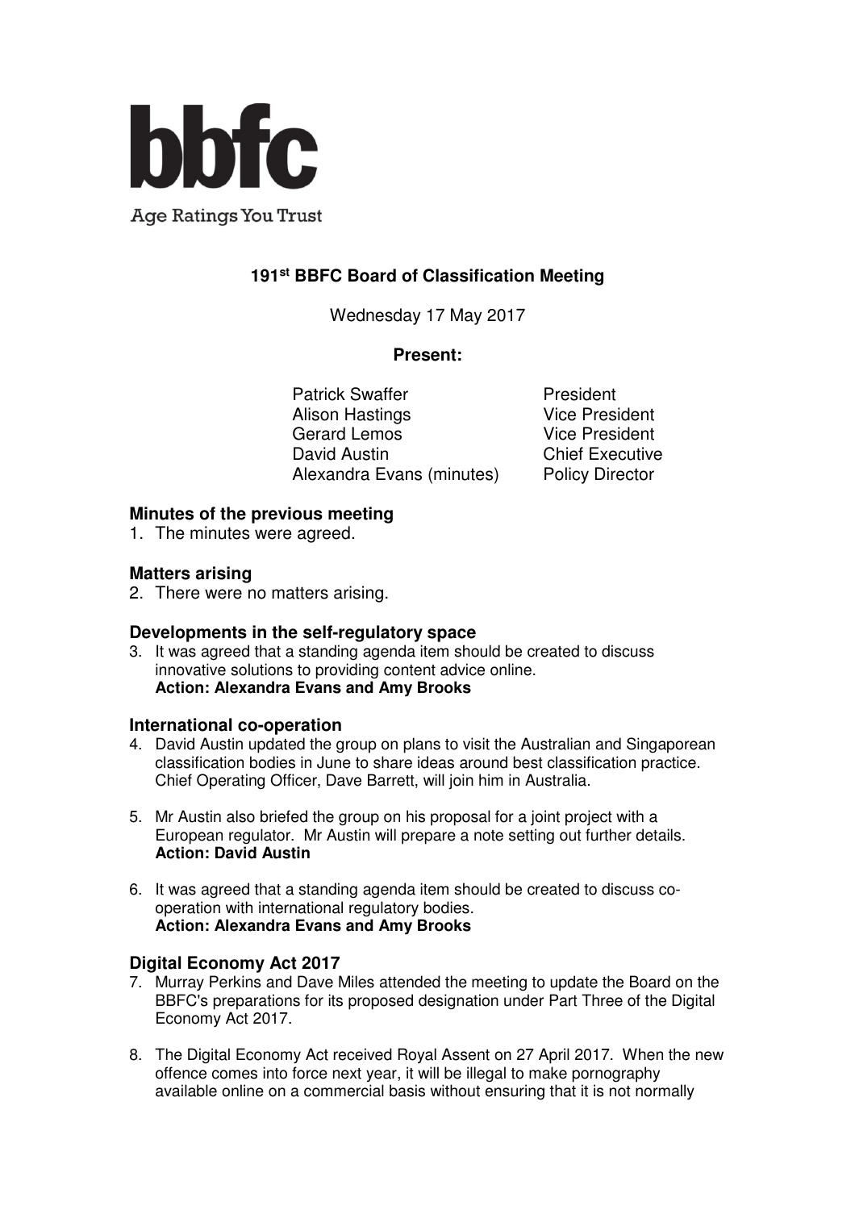**bbfc**

Age Ratings You Trust

# 191st BBFC Board of Classification Meeting

Wednesday 17 May 2017

**Present:**

| | |
|---|---|
| Patrick Swaffer | President |
| Alison Hastings | Vice President |
| Gerard Lemos | Vice President |
| David Austin | Chief Executive |
| Alexandra Evans (minutes) | Policy Director |

## Minutes of the previous meeting

1. The minutes were agreed.

## Matters arising

2. There were no matters arising.

## Developments in the self-regulatory space

3. It was agreed that a standing agenda item should be created to discuss innovative solutions to providing content advice online.
   **Action: Alexandra Evans and Amy Brooks**

## International co-operation

4. David Austin updated the group on plans to visit the Australian and Singaporean classification bodies in June to share ideas around best classification practice. Chief Operating Officer, Dave Barrett, will join him in Australia.

5. Mr Austin also briefed the group on his proposal for a joint project with a European regulator. Mr Austin will prepare a note setting out further details.
   **Action: David Austin**

6. It was agreed that a standing agenda item should be created to discuss co-operation with international regulatory bodies.
   **Action: Alexandra Evans and Amy Brooks**

## Digital Economy Act 2017

7. Murray Perkins and Dave Miles attended the meeting to update the Board on the BBFC's preparations for its proposed designation under Part Three of the Digital Economy Act 2017.

8. The Digital Economy Act received Royal Assent on 27 April 2017. When the new offence comes into force next year, it will be illegal to make pornography available online on a commercial basis without ensuring that it is not normally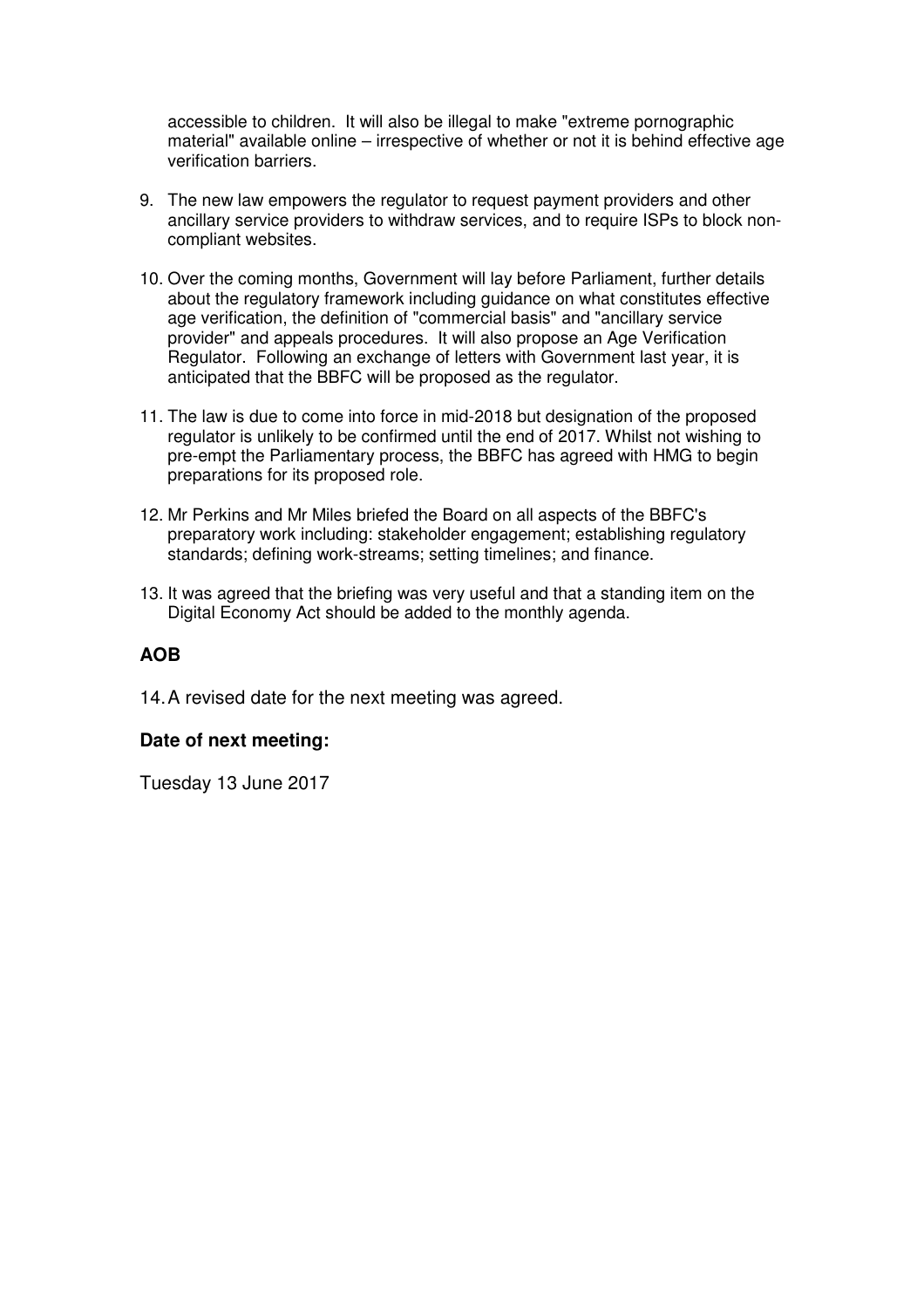accessible to children. It will also be illegal to make "extreme pornographic material" available online – irrespective of whether or not it is behind effective age verification barriers.

9. The new law empowers the regulator to request payment providers and other ancillary service providers to withdraw services, and to require ISPs to block non-compliant websites.

10. Over the coming months, Government will lay before Parliament, further details about the regulatory framework including guidance on what constitutes effective age verification, the definition of "commercial basis" and "ancillary service provider" and appeals procedures. It will also propose an Age Verification Regulator. Following an exchange of letters with Government last year, it is anticipated that the BBFC will be proposed as the regulator.

11. The law is due to come into force in mid-2018 but designation of the proposed regulator is unlikely to be confirmed until the end of 2017. Whilst not wishing to pre-empt the Parliamentary process, the BBFC has agreed with HMG to begin preparations for its proposed role.

12. Mr Perkins and Mr Miles briefed the Board on all aspects of the BBFC's preparatory work including: stakeholder engagement; establishing regulatory standards; defining work-streams; setting timelines; and finance.

13. It was agreed that the briefing was very useful and that a standing item on the Digital Economy Act should be added to the monthly agenda.

## AOB

14. A revised date for the next meeting was agreed.

### Date of next meeting:

Tuesday 13 June 2017